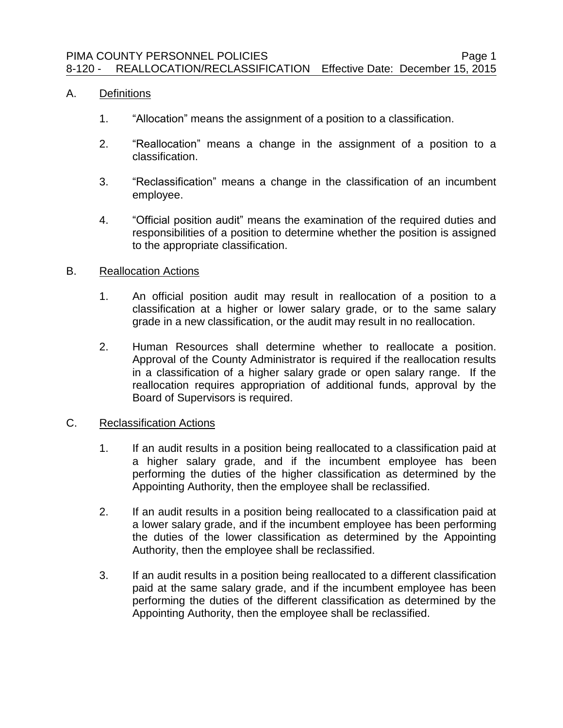## A. Definitions

1. "Allocation" means the assignment of a position to a classification.

2. "Reallocation" means a change in the assignment of a position to a classification.

3. "Reclassification" means a change in the classification of an incumbent employee.

4. "Official position audit" means the examination of the required duties and responsibilities of a position to determine whether the position is assigned to the appropriate classification.

## B. Reallocation Actions

1. An official position audit may result in reallocation of a position to a classification at a higher or lower salary grade, or to the same salary grade in a new classification, or the audit may result in no reallocation.

2. Human Resources shall determine whether to reallocate a position. Approval of the County Administrator is required if the reallocation results in a classification of a higher salary grade or open salary range. If the reallocation requires appropriation of additional funds, approval by the Board of Supervisors is required.

## C. Reclassification Actions

1. If an audit results in a position being reallocated to a classification paid at a higher salary grade, and if the incumbent employee has been performing the duties of the higher classification as determined by the Appointing Authority, then the employee shall be reclassified.

2. If an audit results in a position being reallocated to a classification paid at a lower salary grade, and if the incumbent employee has been performing the duties of the lower classification as determined by the Appointing Authority, then the employee shall be reclassified.

3. If an audit results in a position being reallocated to a different classification paid at the same salary grade, and if the incumbent employee has been performing the duties of the different classification as determined by the Appointing Authority, then the employee shall be reclassified.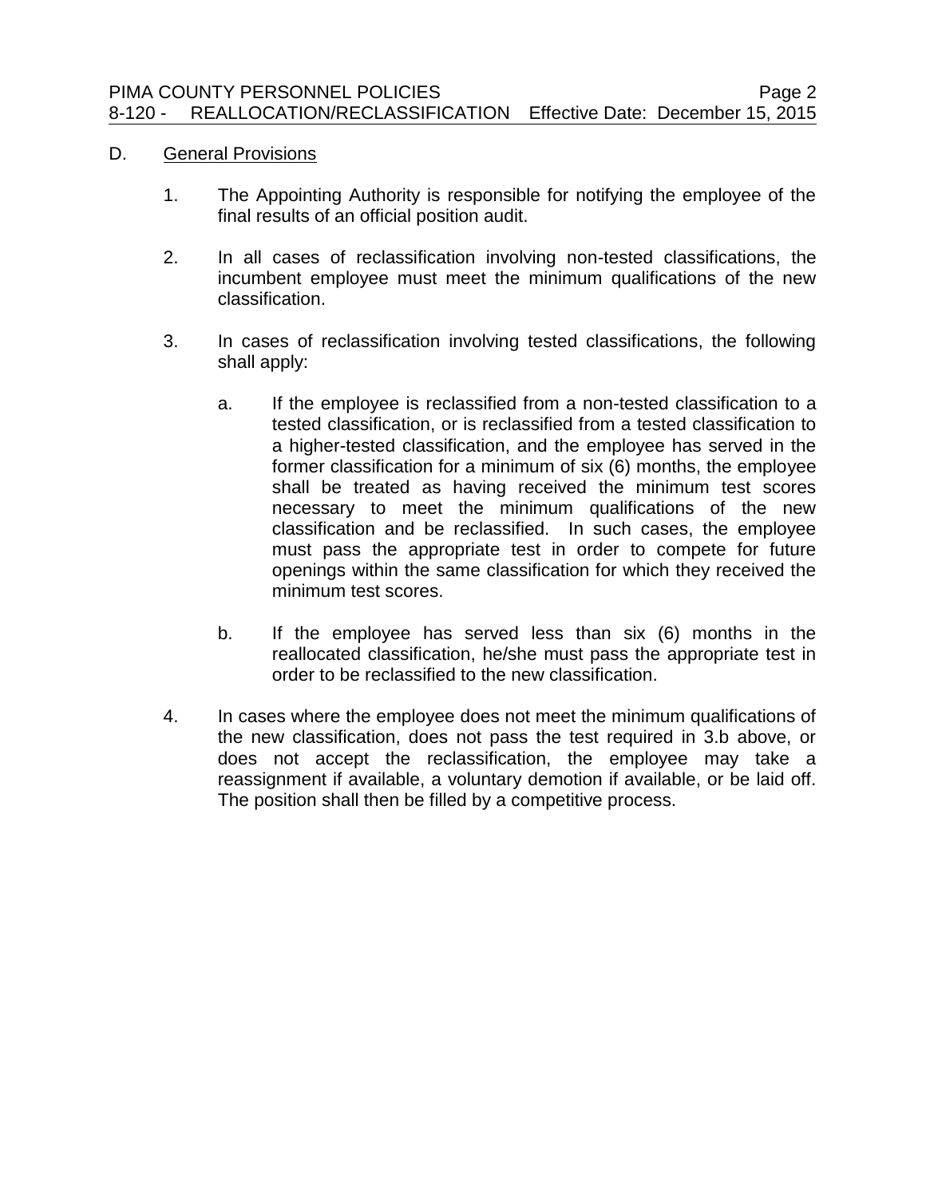D. General Provisions

1. The Appointing Authority is responsible for notifying the employee of the final results of an official position audit.

2. In all cases of reclassification involving non-tested classifications, the incumbent employee must meet the minimum qualifications of the new classification.

3. In cases of reclassification involving tested classifications, the following shall apply:

   a. If the employee is reclassified from a non-tested classification to a tested classification, or is reclassified from a tested classification to a higher-tested classification, and the employee has served in the former classification for a minimum of six (6) months, the employee shall be treated as having received the minimum test scores necessary to meet the minimum qualifications of the new classification and be reclassified. In such cases, the employee must pass the appropriate test in order to compete for future openings within the same classification for which they received the minimum test scores.

   b. If the employee has served less than six (6) months in the reallocated classification, he/she must pass the appropriate test in order to be reclassified to the new classification.

4. In cases where the employee does not meet the minimum qualifications of the new classification, does not pass the test required in 3.b above, or does not accept the reclassification, the employee may take a reassignment if available, a voluntary demotion if available, or be laid off. The position shall then be filled by a competitive process.